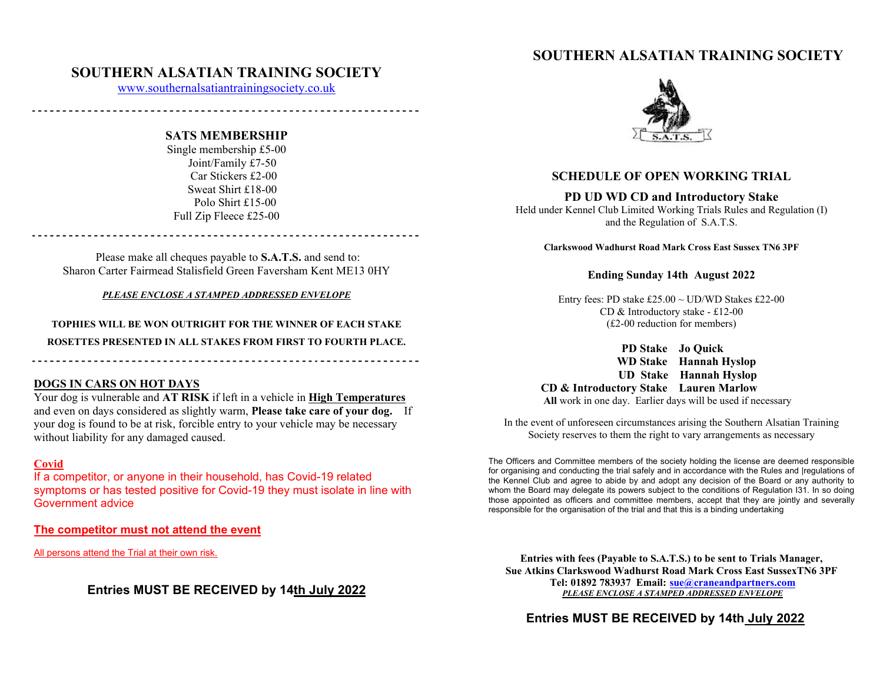# SOUTHERN ALSATIAN TRAINING SOCIETY

www.southernalsatiantrainingsociety.co.uk

## SATS MEMBERSHIP

Single membership £5-00
Joint/Family £7-50
Car Stickers £2-00
Sweat Shirt £18-00
Polo Shirt £15-00
Full Zip Fleece £25-00

Please make all cheques payable to **S.A.T.S.** and send to:
Sharon Carter Fairmead Stalisfield Green Faversham Kent ME13 0HY

***PLEASE ENCLOSE A STAMPED ADDRESSED ENVELOPE***

**TOPHIES WILL BE WON OUTRIGHT FOR THE WINNER OF EACH STAKE**

**ROSETTES PRESENTED IN ALL STAKES FROM FIRST TO FOURTH PLACE.**

**DOGS IN CARS ON HOT DAYS**

Your dog is vulnerable and **AT RISK** if left in a vehicle in **High Temperatures** and even on days considered as slightly warm, **Please take care of your dog.** If your dog is found to be at risk, forcible entry to your vehicle may be necessary without liability for any damaged caused.

**Covid**

If a competitor, or anyone in their household, has Covid-19 related symptoms or has tested positive for Covid-19 they must isolate in line with Government advice

**The competitor must not attend the event**

All persons attend the Trial at their own risk.

**Entries MUST BE RECEIVED by 14th July 2022**

# SOUTHERN ALSATIAN TRAINING SOCIETY

S.A.T.S.

## SCHEDULE OF OPEN WORKING TRIAL

### PD UD WD CD and Introductory Stake

Held under Kennel Club Limited Working Trials Rules and Regulation (I) and the Regulation of S.A.T.S.

**Clarkswood Wadhurst Road Mark Cross East Sussex TN6 3PF**

**Ending Sunday 14th August 2022**

Entry fees: PD stake £25.00 ~ UD/WD Stakes £22-00
CD & Introductory stake - £12-00
(£2-00 reduction for members)

**PD Stake** **Jo Quick**
**WD Stake** **Hannah Hyslop**
**UD Stake** **Hannah Hyslop**
**CD & Introductory Stake** **Lauren Marlow**

**All** work in one day. Earlier days will be used if necessary

In the event of unforeseen circumstances arising the Southern Alsatian Training Society reserves to them the right to vary arrangements as necessary

The Officers and Committee members of the society holding the license are deemed responsible for organising and conducting the trial safely and in accordance with the Rules and |regulations of the Kennel Club and agree to abide by and adopt any decision of the Board or any authority to whom the Board may delegate its powers subject to the conditions of Regulation I31. In so doing those appointed as officers and committee members, accept that they are jointly and severally responsible for the organisation of the trial and that this is a binding undertaking

**Entries with fees (Payable to S.A.T.S.) to be sent to Trials Manager,**
**Sue Atkins Clarkswood Wadhurst Road Mark Cross East SussexTN6 3PF**
**Tel: 01892 783937 Email: sue@craneandpartners.com**
***PLEASE ENCLOSE A STAMPED ADDRESSED ENVELOPE***

**Entries MUST BE RECEIVED by 14th July 2022**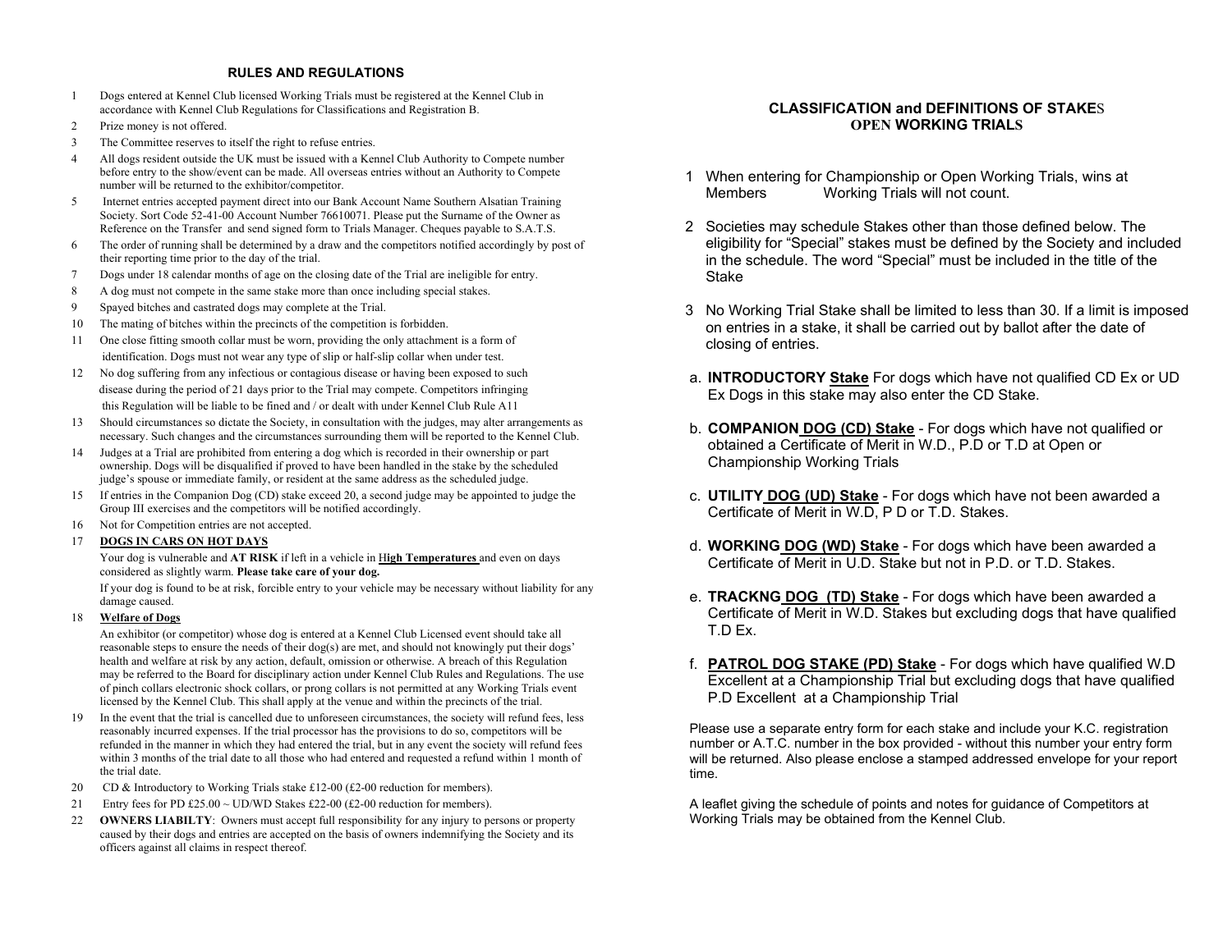## RULES AND REGULATIONS

1. Dogs entered at Kennel Club licensed Working Trials must be registered at the Kennel Club in accordance with Kennel Club Regulations for Classifications and Registration B.
2. Prize money is not offered.
3. The Committee reserves to itself the right to refuse entries.
4. All dogs resident outside the UK must be issued with a Kennel Club Authority to Compete number before entry to the show/event can be made. All overseas entries without an Authority to Compete number will be returned to the exhibitor/competitor.
5. Internet entries accepted payment direct into our Bank Account Name Southern Alsatian Training Society. Sort Code 52-41-00 Account Number 76610071. Please put the Surname of the Owner as Reference on the Transfer and send signed form to Trials Manager. Cheques payable to S.A.T.S.
6. The order of running shall be determined by a draw and the competitors notified accordingly by post of their reporting time prior to the day of the trial.
7. Dogs under 18 calendar months of age on the closing date of the Trial are ineligible for entry.
8. A dog must not compete in the same stake more than once including special stakes.
9. Spayed bitches and castrated dogs may complete at the Trial.
10. The mating of bitches within the precincts of the competition is forbidden.
11. One close fitting smooth collar must be worn, providing the only attachment is a form of identification. Dogs must not wear any type of slip or half-slip collar when under test.
12. No dog suffering from any infectious or contagious disease or having been exposed to such disease during the period of 21 days prior to the Trial may compete. Competitors infringing this Regulation will be liable to be fined and / or dealt with under Kennel Club Rule A11
13. Should circumstances so dictate the Society, in consultation with the judges, may alter arrangements as necessary. Such changes and the circumstances surrounding them will be reported to the Kennel Club.
14. Judges at a Trial are prohibited from entering a dog which is recorded in their ownership or part ownership. Dogs will be disqualified if proved to have been handled in the stake by the scheduled judge's spouse or immediate family, or resident at the same address as the scheduled judge.
15. If entries in the Companion Dog (CD) stake exceed 20, a second judge may be appointed to judge the Group III exercises and the competitors will be notified accordingly.
16. Not for Competition entries are not accepted.
17. **DOGS IN CARS ON HOT DAYS**

    Your dog is vulnerable and **AT RISK** if left in a vehicle in **High Temperatures** and even on days considered as slightly warm. **Please take care of your dog.**

    If your dog is found to be at risk, forcible entry to your vehicle may be necessary without liability for any damage caused.
18. **Welfare of Dogs**

    An exhibitor (or competitor) whose dog is entered at a Kennel Club Licensed event should take all reasonable steps to ensure the needs of their dog(s) are met, and should not knowingly put their dogs' health and welfare at risk by any action, default, omission or otherwise. A breach of this Regulation may be referred to the Board for disciplinary action under Kennel Club Rules and Regulations. The use of pinch collars electronic shock collars, or prong collars is not permitted at any Working Trials event licensed by the Kennel Club. This shall apply at the venue and within the precincts of the trial.
19. In the event that the trial is cancelled due to unforeseen circumstances, the society will refund fees, less reasonably incurred expenses. If the trial processor has the provisions to do so, competitors will be refunded in the manner in which they had entered the trial, but in any event the society will refund fees within 3 months of the trial date to all those who had entered and requested a refund within 1 month of the trial date.
20. CD & Introductory to Working Trials stake £12-00 (£2-00 reduction for members).
21. Entry fees for PD £25.00 ~ UD/WD Stakes £22-00 (£2-00 reduction for members).
22. **OWNERS LIABILTY**: Owners must accept full responsibility for any injury to persons or property caused by their dogs and entries are accepted on the basis of owners indemnifying the Society and its officers against all claims in respect thereof.

## CLASSIFICATION and DEFINITIONS OF STAKES
## OPEN WORKING TRIALS

1. When entering for Championship or Open Working Trials, wins at Members Working Trials will not count.
2. Societies may schedule Stakes other than those defined below. The eligibility for "Special" stakes must be defined by the Society and included in the schedule. The word "Special" must be included in the title of the Stake
3. No Working Trial Stake shall be limited to less than 30. If a limit is imposed on entries in a stake, it shall be carried out by ballot after the date of closing of entries.

a. **INTRODUCTORY Stake** For dogs which have not qualified CD Ex or UD Ex Dogs in this stake may also enter the CD Stake.

b. **COMPANION DOG (CD) Stake** - For dogs which have not qualified or obtained a Certificate of Merit in W.D., P.D or T.D at Open or Championship Working Trials

c. **UTILITY DOG (UD) Stake** - For dogs which have not been awarded a Certificate of Merit in W.D, P D or T.D. Stakes.

d. **WORKING DOG (WD) Stake** - For dogs which have been awarded a Certificate of Merit in U.D. Stake but not in P.D. or T.D. Stakes.

e. **TRACKNG DOG (TD) Stake** - For dogs which have been awarded a Certificate of Merit in W.D. Stakes but excluding dogs that have qualified T.D Ex.

f. **PATROL DOG STAKE (PD) Stake** - For dogs which have qualified W.D Excellent at a Championship Trial but excluding dogs that have qualified P.D Excellent at a Championship Trial

Please use a separate entry form for each stake and include your K.C. registration number or A.T.C. number in the box provided - without this number your entry form will be returned. Also please enclose a stamped addressed envelope for your report time.

A leaflet giving the schedule of points and notes for guidance of Competitors at Working Trials may be obtained from the Kennel Club.